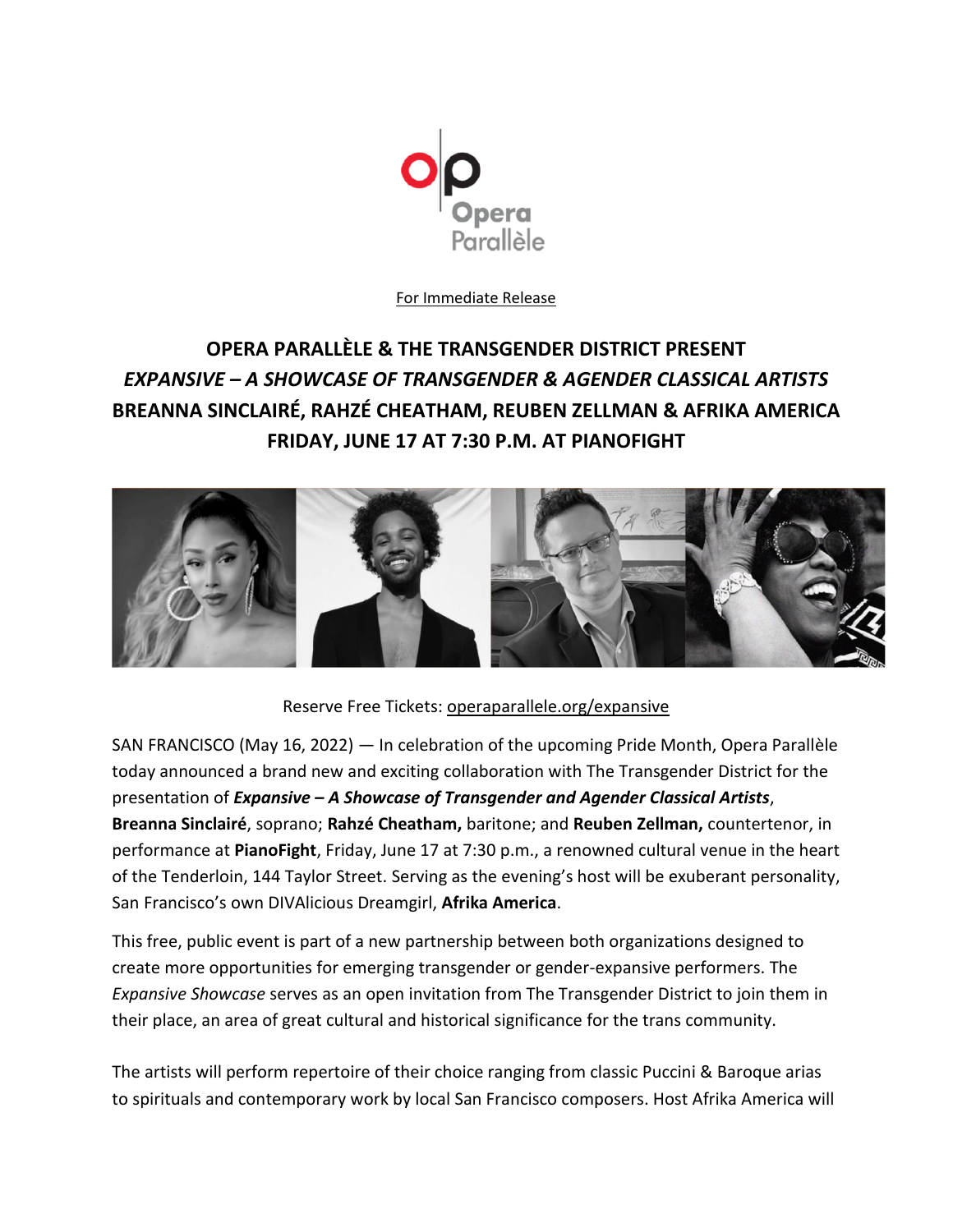For Immediate Release

# OPERA PARALLÈLE & THE TRANSGENDER DISTRICT PRESENT *EXPANSIVE – A SHOWCASE OF TRANSGENDER & AGENDER CLASSICAL ARTISTS* BREANNA SINCLAIRÉ, RAHZÉ CHEATHAM, REUBEN ZELLMAN & AFRIKA AMERICA FRIDAY, JUNE 17 AT 7:30 P.M. AT PIANOFIGHT

Reserve Free Tickets: operaparallele.org/expansive

SAN FRANCISCO (May 16, 2022) — In celebration of the upcoming Pride Month, Opera Parallèle today announced a brand new and exciting collaboration with The Transgender District for the presentation of ***Expansive – A Showcase of Transgender and Agender Classical Artists***, **Breanna Sinclairé**, soprano; **Rahzé Cheatham,** baritone; and **Reuben Zellman,** countertenor, in performance at **PianoFight**, Friday, June 17 at 7:30 p.m., a renowned cultural venue in the heart of the Tenderloin, 144 Taylor Street. Serving as the evening's host will be exuberant personality, San Francisco's own DIVAlicious Dreamgirl, **Afrika America**.

This free, public event is part of a new partnership between both organizations designed to create more opportunities for emerging transgender or gender-expansive performers. The *Expansive Showcase* serves as an open invitation from The Transgender District to join them in their place, an area of great cultural and historical significance for the trans community.

The artists will perform repertoire of their choice ranging from classic Puccini & Baroque arias to spirituals and contemporary work by local San Francisco composers. Host Afrika America will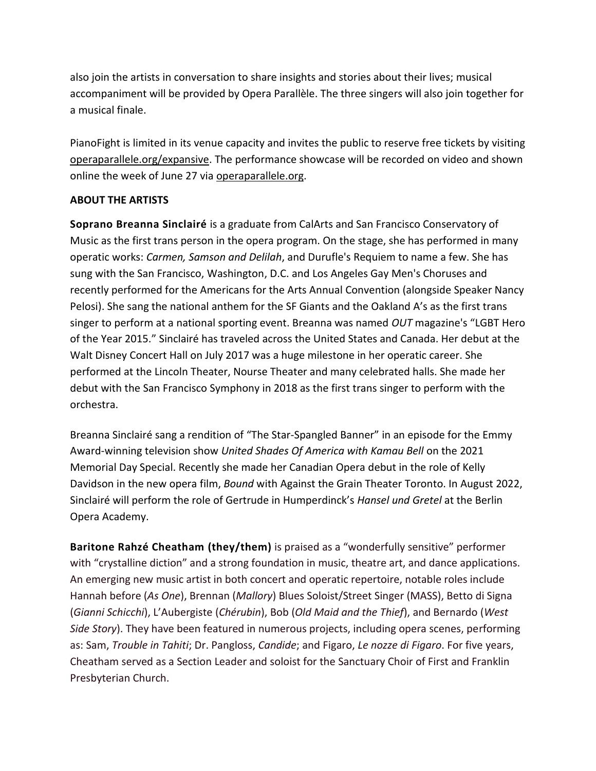also join the artists in conversation to share insights and stories about their lives; musical accompaniment will be provided by Opera Parallèle. The three singers will also join together for a musical finale.

PianoFight is limited in its venue capacity and invites the public to reserve free tickets by visiting operaparallele.org/expansive. The performance showcase will be recorded on video and shown online the week of June 27 via operaparallele.org.

**ABOUT THE ARTISTS**

**Soprano Breanna Sinclairé** is a graduate from CalArts and San Francisco Conservatory of Music as the first trans person in the opera program. On the stage, she has performed in many operatic works: *Carmen, Samson and Delilah*, and Durufle's Requiem to name a few. She has sung with the San Francisco, Washington, D.C. and Los Angeles Gay Men's Choruses and recently performed for the Americans for the Arts Annual Convention (alongside Speaker Nancy Pelosi). She sang the national anthem for the SF Giants and the Oakland A's as the first trans singer to perform at a national sporting event. Breanna was named *OUT* magazine's "LGBT Hero of the Year 2015." Sinclairé has traveled across the United States and Canada. Her debut at the Walt Disney Concert Hall on July 2017 was a huge milestone in her operatic career. She performed at the Lincoln Theater, Nourse Theater and many celebrated halls. She made her debut with the San Francisco Symphony in 2018 as the first trans singer to perform with the orchestra.

Breanna Sinclairé sang a rendition of "The Star-Spangled Banner" in an episode for the Emmy Award-winning television show *United Shades Of America with Kamau Bell* on the 2021 Memorial Day Special. Recently she made her Canadian Opera debut in the role of Kelly Davidson in the new opera film, *Bound* with Against the Grain Theater Toronto. In August 2022, Sinclairé will perform the role of Gertrude in Humperdinck's *Hansel und Gretel* at the Berlin Opera Academy.

**Baritone Rahzé Cheatham (they/them)** is praised as a "wonderfully sensitive" performer with "crystalline diction" and a strong foundation in music, theatre art, and dance applications. An emerging new music artist in both concert and operatic repertoire, notable roles include Hannah before (*As One*), Brennan (*Mallory*) Blues Soloist/Street Singer (MASS), Betto di Signa (*Gianni Schicchi*), L'Aubergiste (*Chérubin*), Bob (*Old Maid and the Thief*), and Bernardo (*West Side Story*). They have been featured in numerous projects, including opera scenes, performing as: Sam, *Trouble in Tahiti*; Dr. Pangloss, *Candide*; and Figaro, *Le nozze di Figaro*. For five years, Cheatham served as a Section Leader and soloist for the Sanctuary Choir of First and Franklin Presbyterian Church.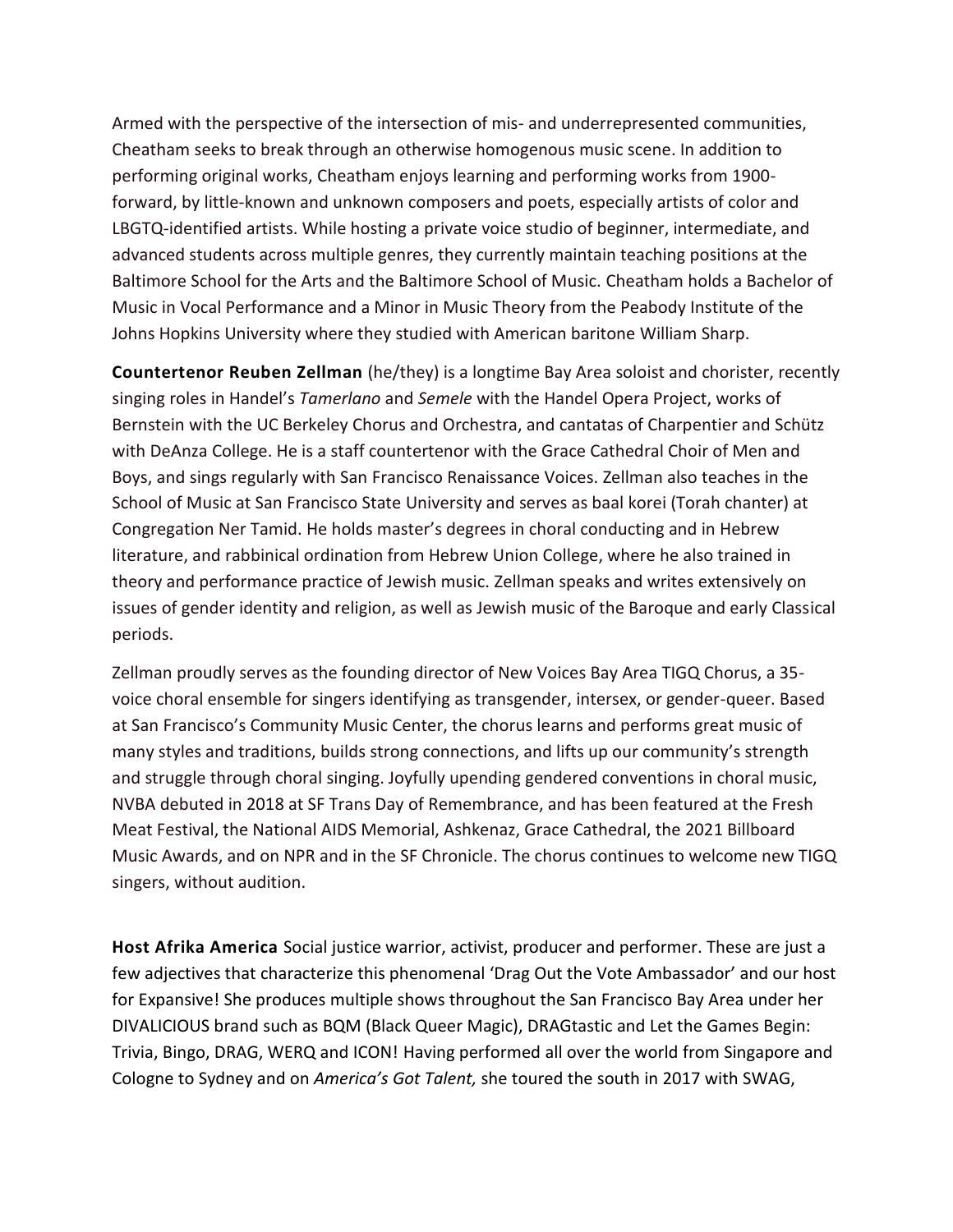Armed with the perspective of the intersection of mis- and underrepresented communities, Cheatham seeks to break through an otherwise homogenous music scene. In addition to performing original works, Cheatham enjoys learning and performing works from 1900-forward, by little-known and unknown composers and poets, especially artists of color and LBGTQ-identified artists. While hosting a private voice studio of beginner, intermediate, and advanced students across multiple genres, they currently maintain teaching positions at the Baltimore School for the Arts and the Baltimore School of Music. Cheatham holds a Bachelor of Music in Vocal Performance and a Minor in Music Theory from the Peabody Institute of the Johns Hopkins University where they studied with American baritone William Sharp.

**Countertenor Reuben Zellman** (he/they) is a longtime Bay Area soloist and chorister, recently singing roles in Handel's *Tamerlano* and *Semele* with the Handel Opera Project, works of Bernstein with the UC Berkeley Chorus and Orchestra, and cantatas of Charpentier and Schütz with DeAnza College. He is a staff countertenor with the Grace Cathedral Choir of Men and Boys, and sings regularly with San Francisco Renaissance Voices. Zellman also teaches in the School of Music at San Francisco State University and serves as baal korei (Torah chanter) at Congregation Ner Tamid. He holds master's degrees in choral conducting and in Hebrew literature, and rabbinical ordination from Hebrew Union College, where he also trained in theory and performance practice of Jewish music. Zellman speaks and writes extensively on issues of gender identity and religion, as well as Jewish music of the Baroque and early Classical periods.

Zellman proudly serves as the founding director of New Voices Bay Area TIGQ Chorus, a 35-voice choral ensemble for singers identifying as transgender, intersex, or gender-queer. Based at San Francisco's Community Music Center, the chorus learns and performs great music of many styles and traditions, builds strong connections, and lifts up our community's strength and struggle through choral singing. Joyfully upending gendered conventions in choral music, NVBA debuted in 2018 at SF Trans Day of Remembrance, and has been featured at the Fresh Meat Festival, the National AIDS Memorial, Ashkenaz, Grace Cathedral, the 2021 Billboard Music Awards, and on NPR and in the SF Chronicle. The chorus continues to welcome new TIGQ singers, without audition.

**Host Afrika America** Social justice warrior, activist, producer and performer. These are just a few adjectives that characterize this phenomenal 'Drag Out the Vote Ambassador' and our host for Expansive! She produces multiple shows throughout the San Francisco Bay Area under her DIVALICIOUS brand such as BQM (Black Queer Magic), DRAGtastic and Let the Games Begin: Trivia, Bingo, DRAG, WERQ and ICON! Having performed all over the world from Singapore and Cologne to Sydney and on *America's Got Talent,* she toured the south in 2017 with SWAG,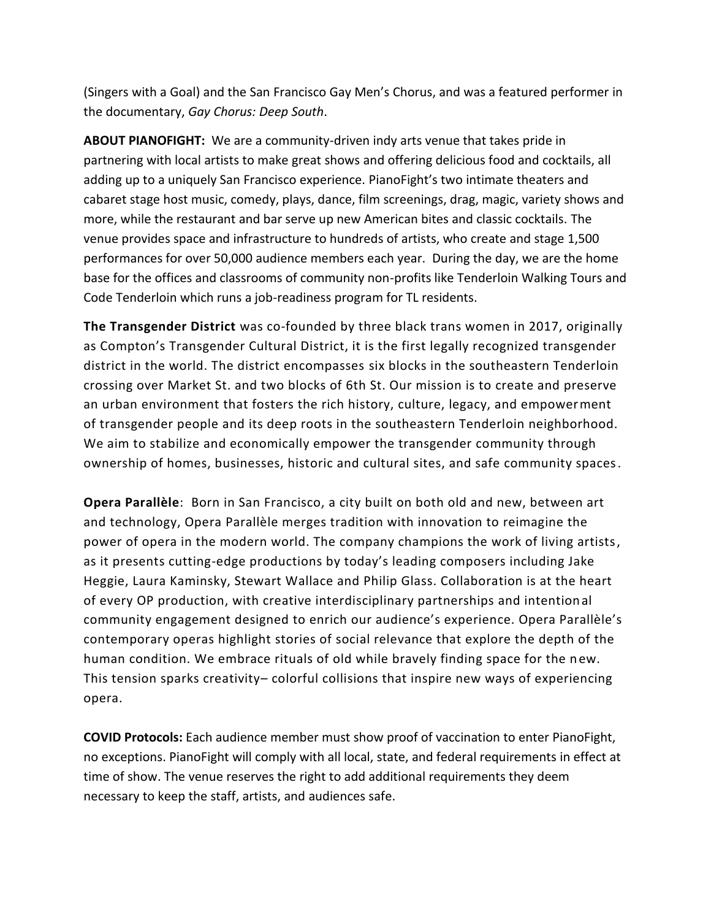(Singers with a Goal) and the San Francisco Gay Men's Chorus, and was a featured performer in the documentary, *Gay Chorus: Deep South*.

**ABOUT PIANOFIGHT:** We are a community-driven indy arts venue that takes pride in partnering with local artists to make great shows and offering delicious food and cocktails, all adding up to a uniquely San Francisco experience. PianoFight's two intimate theaters and cabaret stage host music, comedy, plays, dance, film screenings, drag, magic, variety shows and more, while the restaurant and bar serve up new American bites and classic cocktails. The venue provides space and infrastructure to hundreds of artists, who create and stage 1,500 performances for over 50,000 audience members each year. During the day, we are the home base for the offices and classrooms of community non-profits like Tenderloin Walking Tours and Code Tenderloin which runs a job-readiness program for TL residents.

**The Transgender District** was co-founded by three black trans women in 2017, originally as Compton's Transgender Cultural District, it is the first legally recognized transgender district in the world. The district encompasses six blocks in the southeastern Tenderloin crossing over Market St. and two blocks of 6th St. Our mission is to create and preserve an urban environment that fosters the rich history, culture, legacy, and empowerment of transgender people and its deep roots in the southeastern Tenderloin neighborhood. We aim to stabilize and economically empower the transgender community through ownership of homes, businesses, historic and cultural sites, and safe community spaces.

**Opera Parallèle**: Born in San Francisco, a city built on both old and new, between art and technology, Opera Parallèle merges tradition with innovation to reimagine the power of opera in the modern world. The company champions the work of living artists, as it presents cutting-edge productions by today's leading composers including Jake Heggie, Laura Kaminsky, Stewart Wallace and Philip Glass. Collaboration is at the heart of every OP production, with creative interdisciplinary partnerships and intentional community engagement designed to enrich our audience's experience. Opera Parallèle's contemporary operas highlight stories of social relevance that explore the depth of the human condition. We embrace rituals of old while bravely finding space for the new. This tension sparks creativity– colorful collisions that inspire new ways of experiencing opera.

**COVID Protocols:** Each audience member must show proof of vaccination to enter PianoFight, no exceptions. PianoFight will comply with all local, state, and federal requirements in effect at time of show. The venue reserves the right to add additional requirements they deem necessary to keep the staff, artists, and audiences safe.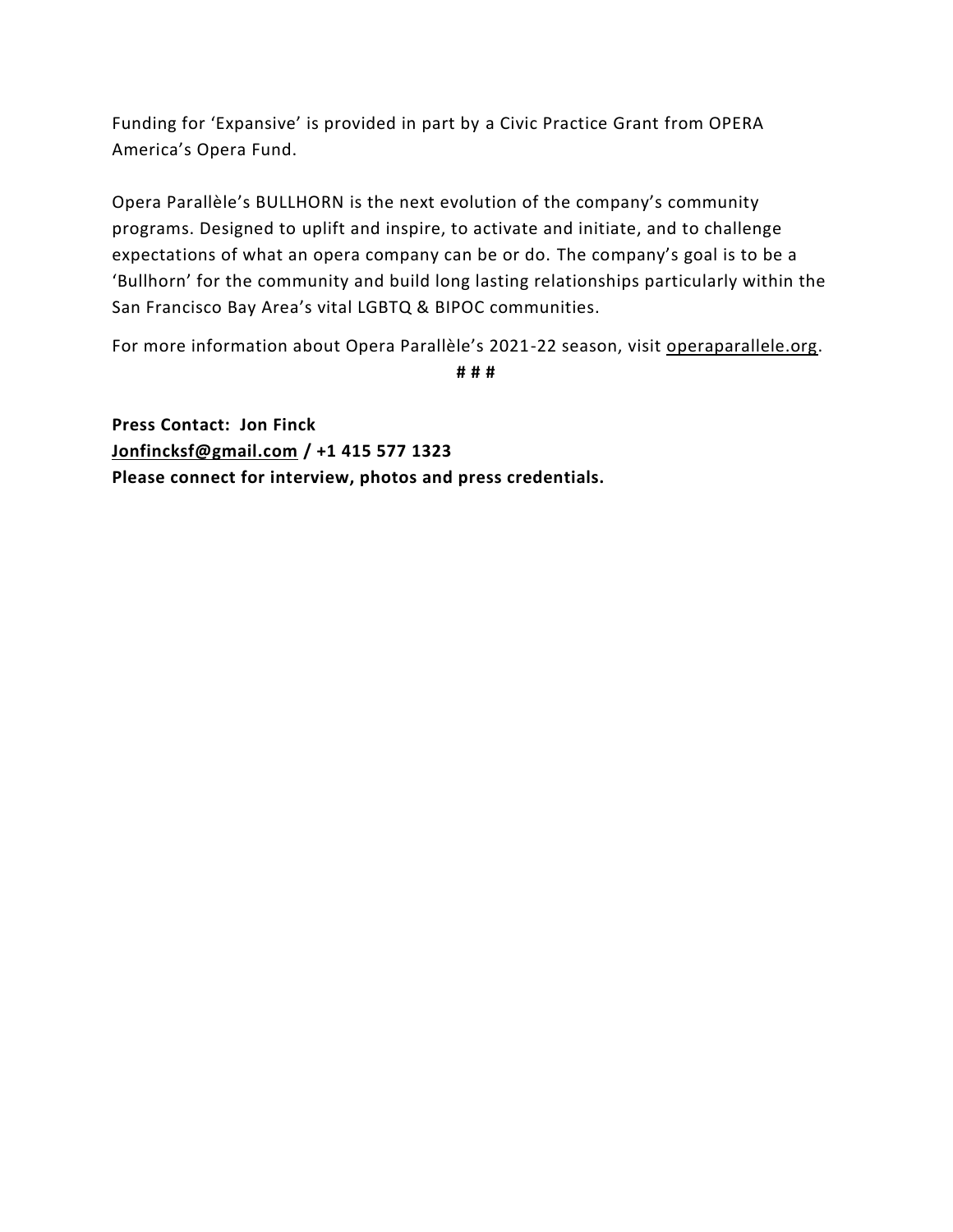Funding for 'Expansive' is provided in part by a Civic Practice Grant from OPERA America's Opera Fund.

Opera Parallèle's BULLHORN is the next evolution of the company's community programs. Designed to uplift and inspire, to activate and initiate, and to challenge expectations of what an opera company can be or do. The company's goal is to be a 'Bullhorn' for the community and build long lasting relationships particularly within the San Francisco Bay Area's vital LGBTQ & BIPOC communities.

For more information about Opera Parallèle's 2021-22 season, visit operaparallele.org.

**# # #**

**Press Contact: Jon Finck**
**Jonfincksf@gmail.com / +1 415 577 1323**
**Please connect for interview, photos and press credentials.**